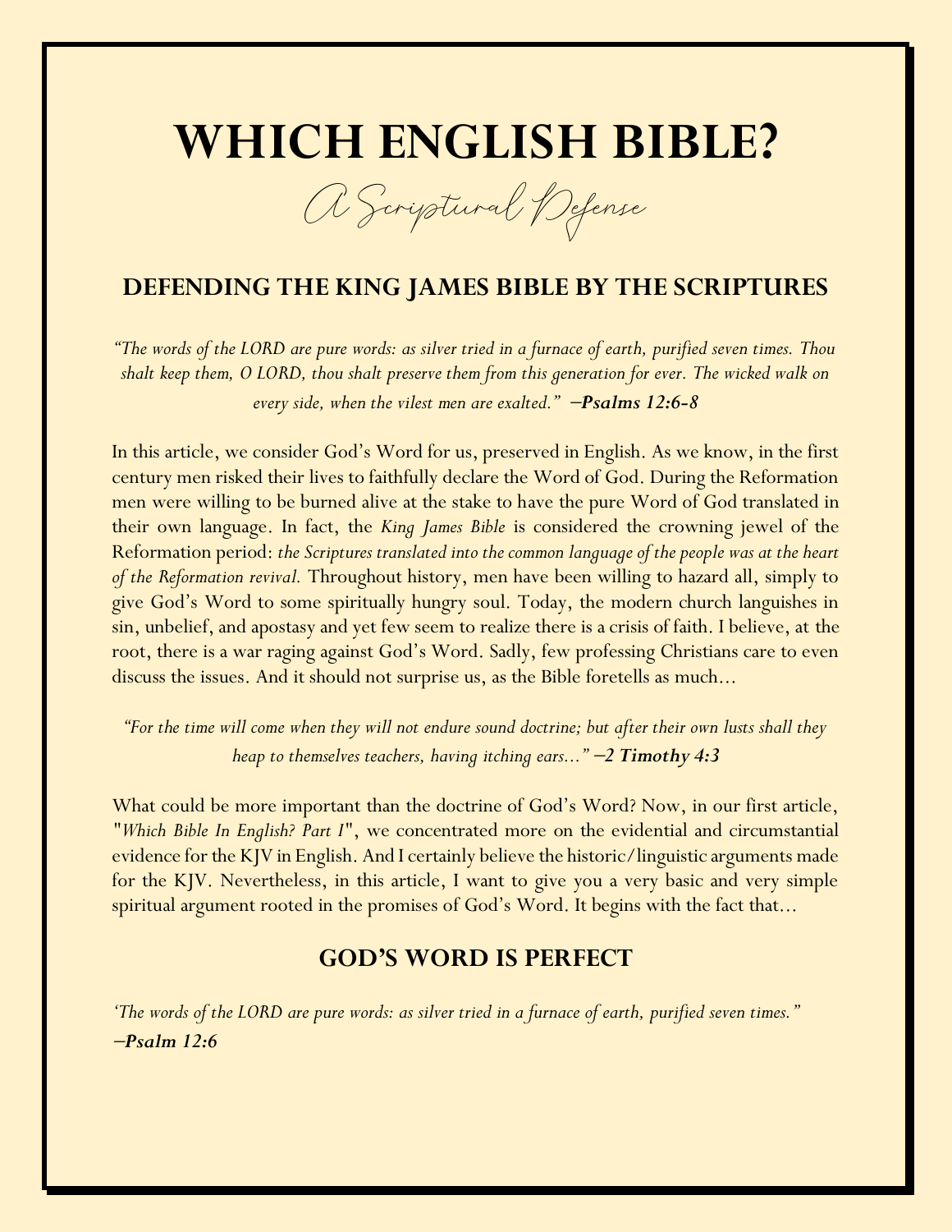# WHICH ENGLISH BIBLE?

*A Scriptural Defense*

## DEFENDING THE KING JAMES BIBLE BY THE SCRIPTURES

*"The words of the LORD are pure words: as silver tried in a furnace of earth, purified seven times. Thou shalt keep them, O LORD, thou shalt preserve them from this generation for ever. The wicked walk on every side, when the vilest men are exalted."* **—Psalms 12:6-8**

In this article, we consider God's Word for us, preserved in English. As we know, in the first century men risked their lives to faithfully declare the Word of God. During the Reformation men were willing to be burned alive at the stake to have the pure Word of God translated in their own language. In fact, the *King James Bible* is considered the crowning jewel of the Reformation period: *the Scriptures translated into the common language of the people was at the heart of the Reformation revival.* Throughout history, men have been willing to hazard all, simply to give God's Word to some spiritually hungry soul. Today, the modern church languishes in sin, unbelief, and apostasy and yet few seem to realize there is a crisis of faith. I believe, at the root, there is a war raging against God's Word. Sadly, few professing Christians care to even discuss the issues. And it should not surprise us, as the Bible foretells as much...

*"For the time will come when they will not endure sound doctrine; but after their own lusts shall they heap to themselves teachers, having itching ears..."* **—2 Timothy 4:3**

What could be more important than the doctrine of God's Word? Now, in our first article, "*Which Bible In English? Part I*", we concentrated more on the evidential and circumstantial evidence for the KJV in English. And I certainly believe the historic/linguistic arguments made for the KJV. Nevertheless, in this article, I want to give you a very basic and very simple spiritual argument rooted in the promises of God's Word. It begins with the fact that...

## GOD'S WORD IS PERFECT

*'The words of the LORD are pure words: as silver tried in a furnace of earth, purified seven times."* **—Psalm 12:6**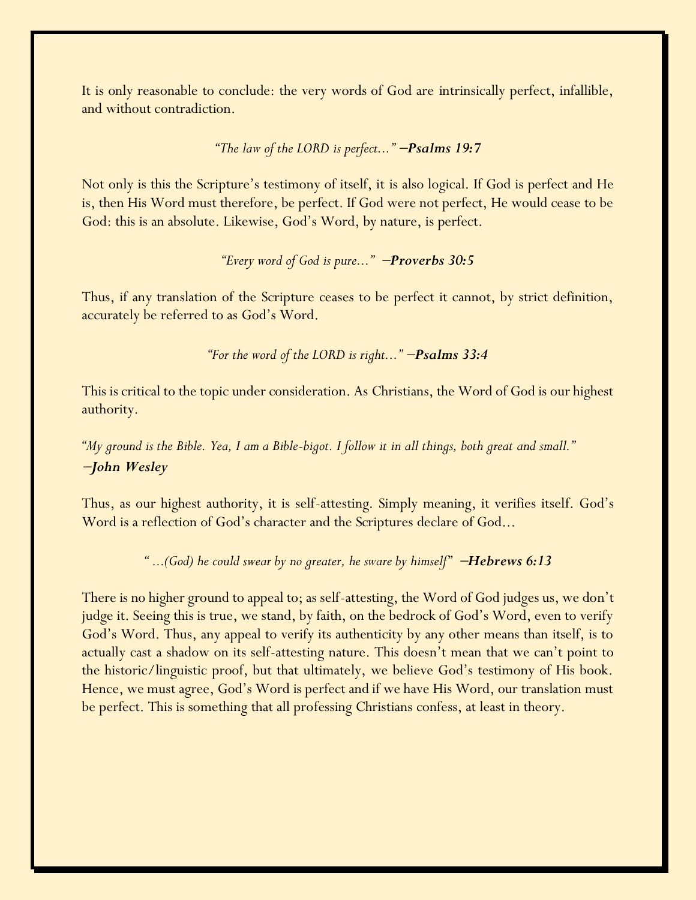It is only reasonable to conclude: the very words of God are intrinsically perfect, infallible, and without contradiction.

*"The law of the LORD is perfect..."* **–Psalms 19:7**

Not only is this the Scripture's testimony of itself, it is also logical. If God is perfect and He is, then His Word must therefore, be perfect. If God were not perfect, He would cease to be God: this is an absolute. Likewise, God's Word, by nature, is perfect.

*"Every word of God is pure..."* **–Proverbs 30:5**

Thus, if any translation of the Scripture ceases to be perfect it cannot, by strict definition, accurately be referred to as God's Word.

*"For the word of the LORD is right..."* **–Psalms 33:4**

This is critical to the topic under consideration. As Christians, the Word of God is our highest authority.

*"My ground is the Bible. Yea, I am a Bible-bigot. I follow it in all things, both great and small."* **–John Wesley**

Thus, as our highest authority, it is self-attesting. Simply meaning, it verifies itself. God's Word is a reflection of God's character and the Scriptures declare of God...

*" ...(God) he could swear by no greater, he sware by himself"* **–Hebrews 6:13**

There is no higher ground to appeal to; as self-attesting, the Word of God judges us, we don't judge it. Seeing this is true, we stand, by faith, on the bedrock of God's Word, even to verify God's Word. Thus, any appeal to verify its authenticity by any other means than itself, is to actually cast a shadow on its self-attesting nature. This doesn't mean that we can't point to the historic/linguistic proof, but that ultimately, we believe God's testimony of His book. Hence, we must agree, God's Word is perfect and if we have His Word, our translation must be perfect. This is something that all professing Christians confess, at least in theory.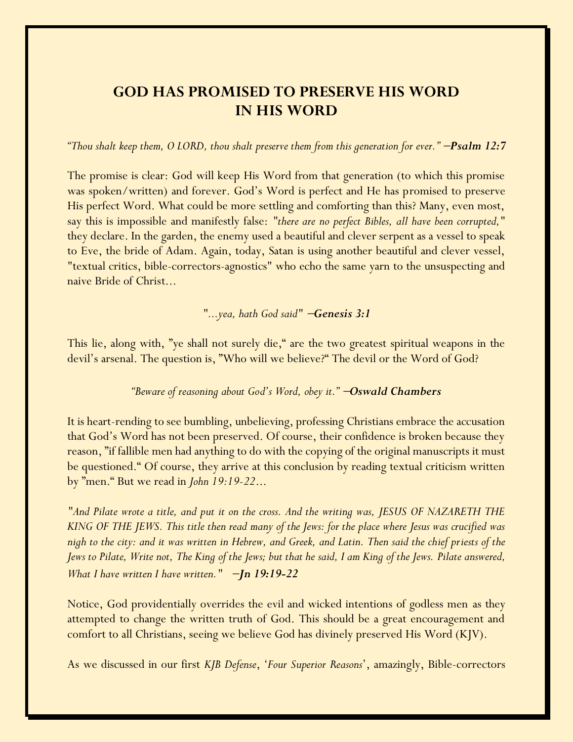# GOD HAS PROMISED TO PRESERVE HIS WORD IN HIS WORD

*"Thou shalt keep them, O LORD, thou shalt preserve them from this generation for ever."* **–Psalm 12:7**

The promise is clear: God will keep His Word from that generation (to which this promise was spoken/written) and forever. God's Word is perfect and He has promised to preserve His perfect Word. What could be more settling and comforting than this? Many, even most, say this is impossible and manifestly false: "*there are no perfect Bibles, all have been corrupted,*" they declare. In the garden, the enemy used a beautiful and clever serpent as a vessel to speak to Eve, the bride of Adam. Again, today, Satan is using another beautiful and clever vessel, "textual critics, bible-correctors-agnostics" who echo the same yarn to the unsuspecting and naive Bride of Christ...

"*...yea, hath God said*" **–Genesis 3:1**

This lie, along with, "ye shall not surely die," are the two greatest spiritual weapons in the devil's arsenal. The question is, "Who will we believe?" The devil or the Word of God?

*"Beware of reasoning about God's Word, obey it."* **–Oswald Chambers**

It is heart-rending to see bumbling, unbelieving, professing Christians embrace the accusation that God's Word has not been preserved. Of course, their confidence is broken because they reason, "if fallible men had anything to do with the copying of the original manuscripts it must be questioned." Of course, they arrive at this conclusion by reading textual criticism written by "men." But we read in *John 19:19-22*...

"*And Pilate wrote a title, and put it on the cross. And the writing was, JESUS OF NAZARETH THE KING OF THE JEWS. This title then read many of the Jews: for the place where Jesus was crucified was nigh to the city: and it was written in Hebrew, and Greek, and Latin. Then said the chief priests of the Jews to Pilate, Write not, The King of the Jews; but that he said, I am King of the Jews. Pilate answered, What I have written I have written.*" **–Jn 19:19-22**

Notice, God providentially overrides the evil and wicked intentions of godless men as they attempted to change the written truth of God. This should be a great encouragement and comfort to all Christians, seeing we believe God has divinely preserved His Word (KJV).

As we discussed in our first *KJB Defense*, '*Four Superior Reasons*', amazingly, Bible-correctors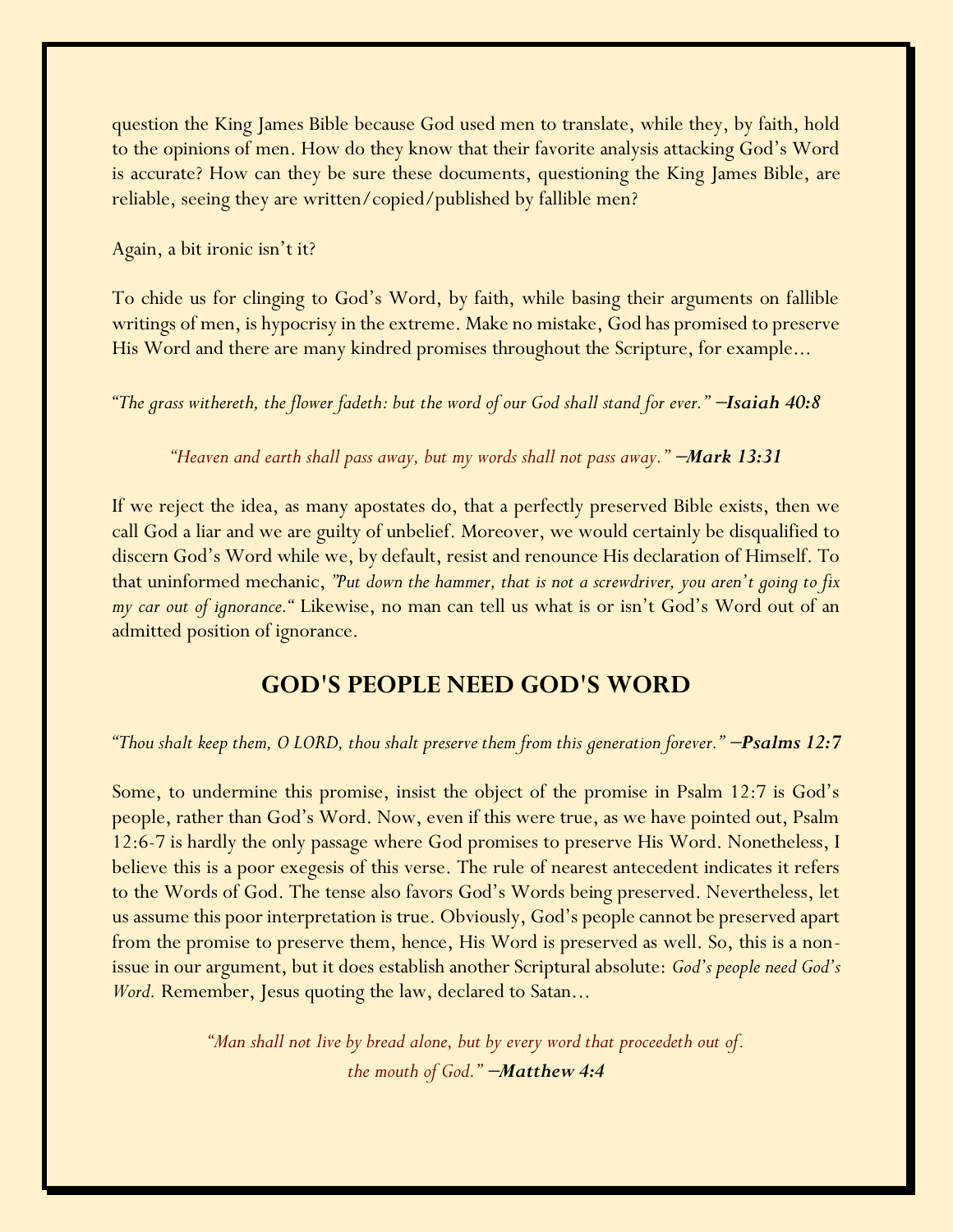question the King James Bible because God used men to translate, while they, by faith, hold to the opinions of men. How do they know that their favorite analysis attacking God's Word is accurate? How can they be sure these documents, questioning the King James Bible, are reliable, seeing they are written/copied/published by fallible men?

Again, a bit ironic isn't it?

To chide us for clinging to God's Word, by faith, while basing their arguments on fallible writings of men, is hypocrisy in the extreme. Make no mistake, God has promised to preserve His Word and there are many kindred promises throughout the Scripture, for example...

*"The grass withereth, the flower fadeth: but the word of our God shall stand for ever."* ***—Isaiah 40:8***

*"Heaven and earth shall pass away, but my words shall not pass away."* ***—Mark 13:31***

If we reject the idea, as many apostates do, that a perfectly preserved Bible exists, then we call God a liar and we are guilty of unbelief. Moreover, we would certainly be disqualified to discern God's Word while we, by default, resist and renounce His declaration of Himself. To that uninformed mechanic, *"Put down the hammer, that is not a screwdriver, you aren't going to fix my car out of ignorance."* Likewise, no man can tell us what is or isn't God's Word out of an admitted position of ignorance.

## GOD'S PEOPLE NEED GOD'S WORD

*"Thou shalt keep them, O LORD, thou shalt preserve them from this generation forever."* ***—Psalms 12:7***

Some, to undermine this promise, insist the object of the promise in Psalm 12:7 is God's people, rather than God's Word. Now, even if this were true, as we have pointed out, Psalm 12:6-7 is hardly the only passage where God promises to preserve His Word. Nonetheless, I believe this is a poor exegesis of this verse. The rule of nearest antecedent indicates it refers to the Words of God. The tense also favors God's Words being preserved. Nevertheless, let us assume this poor interpretation is true. Obviously, God's people cannot be preserved apart from the promise to preserve them, hence, His Word is preserved as well. So, this is a non-issue in our argument, but it does establish another Scriptural absolute: *God's people need God's Word.* Remember, Jesus quoting the law, declared to Satan...

*"Man shall not live by bread alone, but by every word that proceedeth out of. the mouth of God."* ***—Matthew 4:4***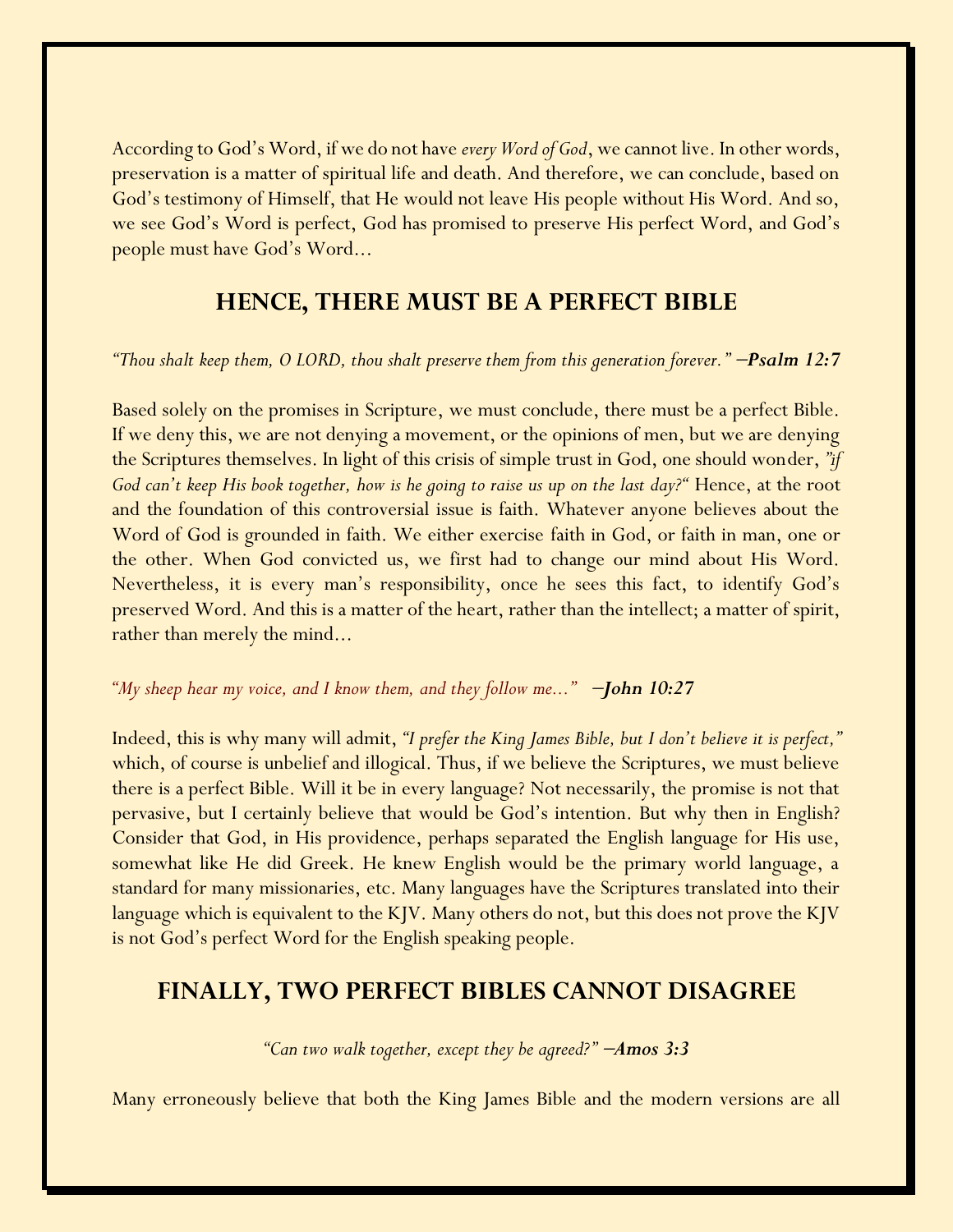According to God's Word, if we do not have *every Word of God*, we cannot live. In other words, preservation is a matter of spiritual life and death. And therefore, we can conclude, based on God's testimony of Himself, that He would not leave His people without His Word. And so, we see God's Word is perfect, God has promised to preserve His perfect Word, and God's people must have God's Word...

## HENCE, THERE MUST BE A PERFECT BIBLE

*"Thou shalt keep them, O LORD, thou shalt preserve them from this generation forever."* **—Psalm 12:7**

Based solely on the promises in Scripture, we must conclude, there must be a perfect Bible. If we deny this, we are not denying a movement, or the opinions of men, but we are denying the Scriptures themselves. In light of this crisis of simple trust in God, one should wonder, *"if God can't keep His book together, how is he going to raise us up on the last day?"* Hence, at the root and the foundation of this controversial issue is faith. Whatever anyone believes about the Word of God is grounded in faith. We either exercise faith in God, or faith in man, one or the other. When God convicted us, we first had to change our mind about His Word. Nevertheless, it is every man's responsibility, once he sees this fact, to identify God's preserved Word. And this is a matter of the heart, rather than the intellect; a matter of spirit, rather than merely the mind...

*"My sheep hear my voice, and I know them, and they follow me..."* **—John 10:27**

Indeed, this is why many will admit, *"I prefer the King James Bible, but I don't believe it is perfect,"* which, of course is unbelief and illogical. Thus, if we believe the Scriptures, we must believe there is a perfect Bible. Will it be in every language? Not necessarily, the promise is not that pervasive, but I certainly believe that would be God's intention. But why then in English? Consider that God, in His providence, perhaps separated the English language for His use, somewhat like He did Greek. He knew English would be the primary world language, a standard for many missionaries, etc. Many languages have the Scriptures translated into their language which is equivalent to the KJV. Many others do not, but this does not prove the KJV is not God's perfect Word for the English speaking people.

## FINALLY, TWO PERFECT BIBLES CANNOT DISAGREE

*"Can two walk together, except they be agreed?"* **—Amos 3:3**

Many erroneously believe that both the King James Bible and the modern versions are all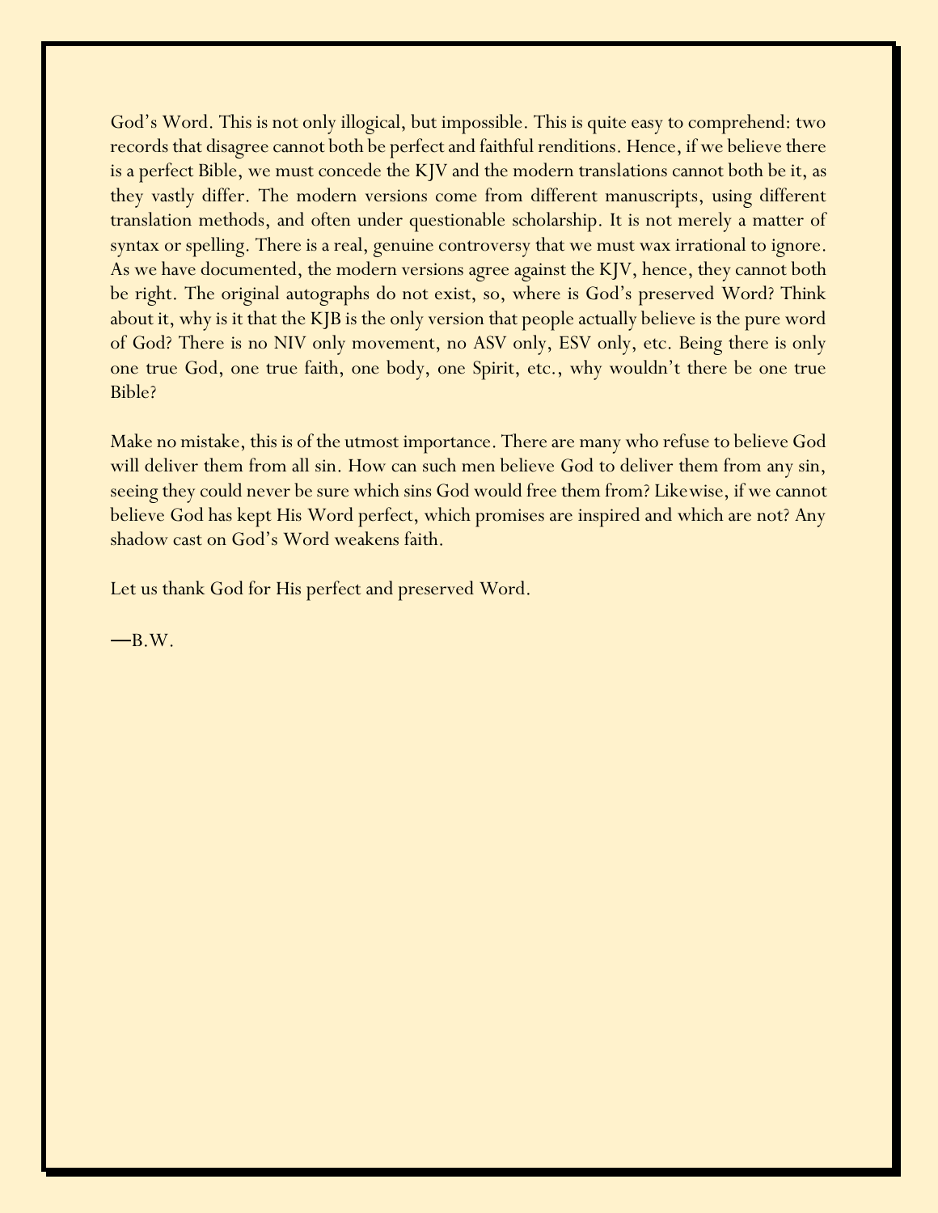God's Word. This is not only illogical, but impossible. This is quite easy to comprehend: two records that disagree cannot both be perfect and faithful renditions. Hence, if we believe there is a perfect Bible, we must concede the KJV and the modern translations cannot both be it, as they vastly differ. The modern versions come from different manuscripts, using different translation methods, and often under questionable scholarship. It is not merely a matter of syntax or spelling. There is a real, genuine controversy that we must wax irrational to ignore. As we have documented, the modern versions agree against the KJV, hence, they cannot both be right. The original autographs do not exist, so, where is God's preserved Word? Think about it, why is it that the KJB is the only version that people actually believe is the pure word of God? There is no NIV only movement, no ASV only, ESV only, etc. Being there is only one true God, one true faith, one body, one Spirit, etc., why wouldn't there be one true Bible?

Make no mistake, this is of the utmost importance. There are many who refuse to believe God will deliver them from all sin. How can such men believe God to deliver them from any sin, seeing they could never be sure which sins God would free them from? Likewise, if we cannot believe God has kept His Word perfect, which promises are inspired and which are not? Any shadow cast on God's Word weakens faith.

Let us thank God for His perfect and preserved Word.

—B.W.